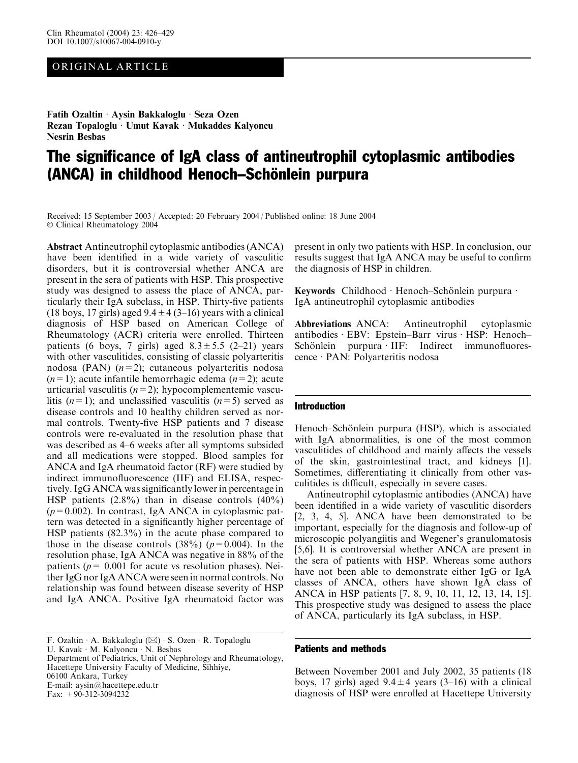ORIGINAL ARTICLE

**Fatih Ozaltin · Aysin Bakkaloglu · Seza Ozen**
**Rezan Topaloglu · Umut Kavak · Mukaddes Kalyoncu**
**Nesrin Besbas**

# The significance of IgA class of antineutrophil cytoplasmic antibodies (ANCA) in childhood Henoch–Schönlein purpura

Received: 15 September 2003 / Accepted: 20 February 2004 / Published online: 18 June 2004
© Clinical Rheumatology 2004

**Abstract** Antineutrophil cytoplasmic antibodies (ANCA) have been identified in a wide variety of vasculitic disorders, but it is controversial whether ANCA are present in the sera of patients with HSP. This prospective study was designed to assess the place of ANCA, particularly their IgA subclass, in HSP. Thirty-five patients (18 boys, 17 girls) aged $9.4 \pm 4$ (3–16) years with a clinical diagnosis of HSP based on American College of Rheumatology (ACR) criteria were enrolled. Thirteen patients (6 boys, 7 girls) aged $8.3 \pm 5.5$ (2–21) years with other vasculitides, consisting of classic polyarteritis nodosa (PAN) ($n=2$); cutaneous polyarteritis nodosa ($n=1$); acute infantile hemorrhagic edema ($n=2$); acute urticarial vasculitis ($n=2$); hypocomplementemic vasculitis ($n=1$); and unclassified vasculitis ($n=5$) served as disease controls and 10 healthy children served as normal controls. Twenty-five HSP patients and 7 disease controls were re-evaluated in the resolution phase that was described as 4–6 weeks after all symptoms subsided and all medications were stopped. Blood samples for ANCA and IgA rheumatoid factor (RF) were studied by indirect immunofluorescence (IIF) and ELISA, respectively. IgG ANCA was significantly lower in percentage in HSP patients (2.8%) than in disease controls (40%) ($p=0.002$). In contrast, IgA ANCA in cytoplasmic pattern was detected in a significantly higher percentage of HSP patients (82.3%) in the acute phase compared to those in the disease controls (38%) ($p=0.004$). In the resolution phase, IgA ANCA was negative in 88% of the patients ($p=0.001$ for acute vs resolution phases). Neither IgG nor IgA ANCA were seen in normal controls. No relationship was found between disease severity of HSP and IgA ANCA. Positive IgA rheumatoid factor was present in only two patients with HSP. In conclusion, our results suggest that IgA ANCA may be useful to confirm the diagnosis of HSP in children.

**Keywords** Childhood · Henoch–Schönlein purpura · IgA antineutrophil cytoplasmic antibodies

**Abbreviations** ANCA: Antineutrophil cytoplasmic antibodies · EBV: Epstein–Barr virus · HSP: Henoch–Schönlein purpura · IIF: Indirect immunofluorescence · PAN: Polyarteritis nodosa

F. Ozaltin · A. Bakkaloglu (✉) · S. Ozen · R. Topaloglu
U. Kavak · M. Kalyoncu · N. Besbas
Department of Pediatrics, Unit of Nephrology and Rheumatology, Hacettepe University Faculty of Medicine, Sihhiye, 06100 Ankara, Turkey
E-mail: aysin@hacettepe.edu.tr
Fax: +90-312-3094232

## Introduction

Henoch–Schönlein purpura (HSP), which is associated with IgA abnormalities, is one of the most common vasculitides of childhood and mainly affects the vessels of the skin, gastrointestinal tract, and kidneys [1]. Sometimes, differentiating it clinically from other vasculitides is difficult, especially in severe cases.

Antineutrophil cytoplasmic antibodies (ANCA) have been identified in a wide variety of vasculitic disorders [2, 3, 4, 5]. ANCA have been demonstrated to be important, especially for the diagnosis and follow-up of microscopic polyangiitis and Wegener's granulomatosis [5,6]. It is controversial whether ANCA are present in the sera of patients with HSP. Whereas some authors have not been able to demonstrate either IgG or IgA classes of ANCA, others have shown IgA class of ANCA in HSP patients [7, 8, 9, 10, 11, 12, 13, 14, 15]. This prospective study was designed to assess the place of ANCA, particularly its IgA subclass, in HSP.

## Patients and methods

Between November 2001 and July 2002, 35 patients (18 boys, 17 girls) aged $9.4 \pm 4$ years (3–16) with a clinical diagnosis of HSP were enrolled at Hacettepe University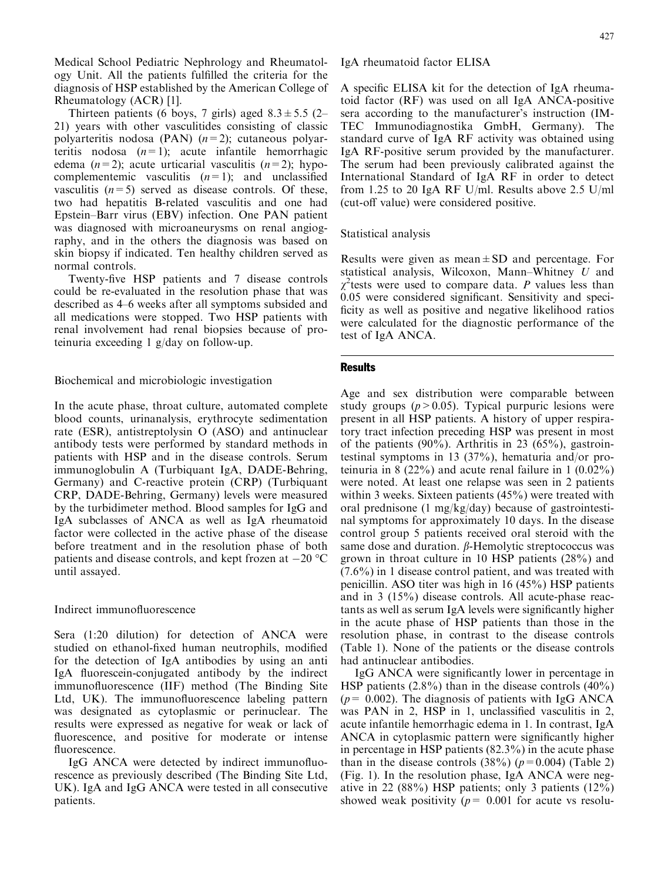Medical School Pediatric Nephrology and Rheumatology Unit. All the patients fulfilled the criteria for the diagnosis of HSP established by the American College of Rheumatology (ACR) [1].

Thirteen patients (6 boys, 7 girls) aged $8.3 \pm 5.5$ (2–21) years with other vasculitides consisting of classic polyarteritis nodosa (PAN) ($n = 2$); cutaneous polyarteritis nodosa ($n = 1$); acute infantile hemorrhagic edema ($n = 2$); acute urticarial vasculitis ($n = 2$); hypocomplementemic vasculitis ($n = 1$); and unclassified vasculitis ($n = 5$) served as disease controls. Of these, two had hepatitis B-related vasculitis and one had Epstein–Barr virus (EBV) infection. One PAN patient was diagnosed with microaneurysms on renal angiography, and in the others the diagnosis was based on skin biopsy if indicated. Ten healthy children served as normal controls.

Twenty-five HSP patients and 7 disease controls could be re-evaluated in the resolution phase that was described as 4–6 weeks after all symptoms subsided and all medications were stopped. Two HSP patients with renal involvement had renal biopsies because of proteinuria exceeding 1 g/day on follow-up.

### Biochemical and microbiologic investigation

In the acute phase, throat culture, automated complete blood counts, urinanalysis, erythrocyte sedimentation rate (ESR), antistreptolysin O (ASO) and antinuclear antibody tests were performed by standard methods in patients with HSP and in the disease controls. Serum immunoglobulin A (Turbiquant IgA, DADE-Behring, Germany) and C-reactive protein (CRP) (Turbiquant CRP, DADE-Behring, Germany) levels were measured by the turbidimeter method. Blood samples for IgG and IgA subclasses of ANCA as well as IgA rheumatoid factor were collected in the active phase of the disease before treatment and in the resolution phase of both patients and disease controls, and kept frozen at −20 °C until assayed.

### Indirect immunofluorescence

Sera (1:20 dilution) for detection of ANCA were studied on ethanol-fixed human neutrophils, modified for the detection of IgA antibodies by using an anti IgA fluorescein-conjugated antibody by the indirect immunofluorescence (IIF) method (The Binding Site Ltd, UK). The immunofluorescence labeling pattern was designated as cytoplasmic or perinuclear. The results were expressed as negative for weak or lack of fluorescence, and positive for moderate or intense fluorescence.

IgG ANCA were detected by indirect immunofluorescence as previously described (The Binding Site Ltd, UK). IgA and IgG ANCA were tested in all consecutive patients.

### IgA rheumatoid factor ELISA

A specific ELISA kit for the detection of IgA rheumatoid factor (RF) was used on all IgA ANCA-positive sera according to the manufacturer's instruction (IM-TEC Immunodiagnostika GmbH, Germany). The standard curve of IgA RF activity was obtained using IgA RF-positive serum provided by the manufacturer. The serum had been previously calibrated against the International Standard of IgA RF in order to detect from 1.25 to 20 IgA RF U/ml. Results above 2.5 U/ml (cut-off value) were considered positive.

### Statistical analysis

Results were given as mean ± SD and percentage. For statistical analysis, Wilcoxon, Mann–Whitney *U* and $\chi^2$tests were used to compare data. *P* values less than 0.05 were considered significant. Sensitivity and specificity as well as positive and negative likelihood ratios were calculated for the diagnostic performance of the test of IgA ANCA.

## Results

Age and sex distribution were comparable between study groups ($p > 0.05$). Typical purpuric lesions were present in all HSP patients. A history of upper respiratory tract infection preceding HSP was present in most of the patients (90%). Arthritis in 23 (65%), gastrointestinal symptoms in 13 (37%), hematuria and/or proteinuria in 8 (22%) and acute renal failure in 1 (0.02%) were noted. At least one relapse was seen in 2 patients within 3 weeks. Sixteen patients (45%) were treated with oral prednisone (1 mg/kg/day) because of gastrointestinal symptoms for approximately 10 days. In the disease control group 5 patients received oral steroid with the same dose and duration. $\beta$-Hemolytic streptococcus was grown in throat culture in 10 HSP patients (28%) and (7.6%) in 1 disease control patient, and was treated with penicillin. ASO titer was high in 16 (45%) HSP patients and in 3 (15%) disease controls. All acute-phase reactants as well as serum IgA levels were significantly higher in the acute phase of HSP patients than those in the resolution phase, in contrast to the disease controls (Table 1). None of the patients or the disease controls had antinuclear antibodies.

IgG ANCA were significantly lower in percentage in HSP patients (2.8%) than in the disease controls (40%) ($p = 0.002$). The diagnosis of patients with IgG ANCA was PAN in 2, HSP in 1, unclassified vasculitis in 2, acute infantile hemorrhagic edema in 1. In contrast, IgA ANCA in cytoplasmic pattern were significantly higher in percentage in HSP patients (82.3%) in the acute phase than in the disease controls (38%) ($p = 0.004$) (Table 2) (Fig. 1). In the resolution phase, IgA ANCA were negative in 22 (88%) HSP patients; only 3 patients (12%) showed weak positivity ($p = 0.001$ for acute vs resolu-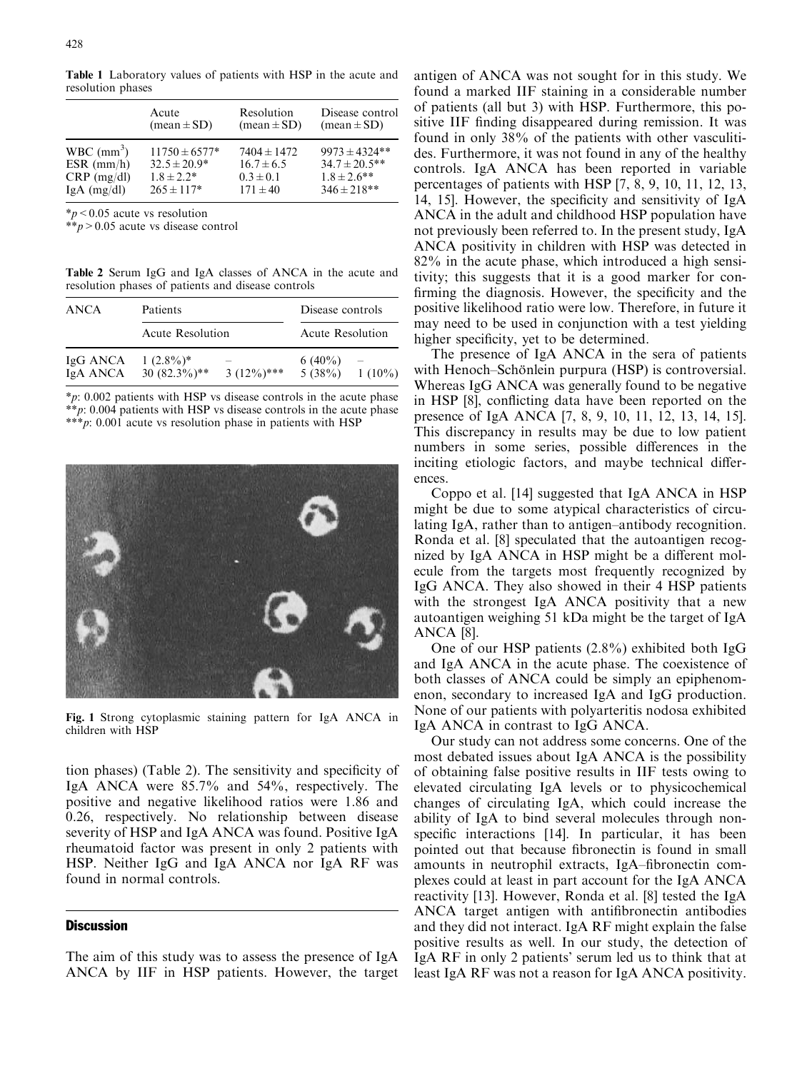**Table 1** Laboratory values of patients with HSP in the acute and resolution phases

| | Acute (mean ± SD) | Resolution (mean ± SD) | Disease control (mean ± SD) |
|---|---|---|---|
| WBC ($mm^3$) | 11750 ± 6577* | 7404 ± 1472 | 9973 ± 4324** |
| ESR (mm/h) | 32.5 ± 20.9* | 16.7 ± 6.5 | 34.7 ± 20.5** |
| CRP (mg/dl) | 1.8 ± 2.2* | 0.3 ± 0.1 | 1.8 ± 2.6** |
| IgA (mg/dl) | 265 ± 117* | 171 ± 40 | 346 ± 218** |

*$p < 0.05$ acute vs resolution
**$p > 0.05$ acute vs disease control

**Table 2** Serum IgG and IgA classes of ANCA in the acute and resolution phases of patients and disease controls

| ANCA | Patients | | Disease controls | |
|---|---|---|---|---|
| | Acute | Resolution | Acute | Resolution |
| IgG ANCA | 1 (2.8%)* | – | 6 (40%) | – |
| IgA ANCA | 30 (82.3%)** | 3 (12%)*** | 5 (38%) | 1 (10%) |

*p: 0.002 patients with HSP vs disease controls in the acute phase
**p: 0.004 patients with HSP vs disease controls in the acute phase
***p: 0.001 acute vs resolution phase in patients with HSP

**Fig. 1** Strong cytoplasmic staining pattern for IgA ANCA in children with HSP

tion phases) (Table 2). The sensitivity and specificity of IgA ANCA were 85.7% and 54%, respectively. The positive and negative likelihood ratios were 1.86 and 0.26, respectively. No relationship between disease severity of HSP and IgA ANCA was found. Positive IgA rheumatoid factor was present in only 2 patients with HSP. Neither IgG and IgA ANCA nor IgA RF was found in normal controls.

## Discussion

The aim of this study was to assess the presence of IgA ANCA by IIF in HSP patients. However, the target antigen of ANCA was not sought for in this study. We found a marked IIF staining in a considerable number of patients (all but 3) with HSP. Furthermore, this positive IIF finding disappeared during remission. It was found in only 38% of the patients with other vasculitides. Furthermore, it was not found in any of the healthy controls. IgA ANCA has been reported in variable percentages of patients with HSP [7, 8, 9, 10, 11, 12, 13, 14, 15]. However, the specificity and sensitivity of IgA ANCA in the adult and childhood HSP population have not previously been referred to. In the present study, IgA ANCA positivity in children with HSP was detected in 82% in the acute phase, which introduced a high sensitivity; this suggests that it is a good marker for confirming the diagnosis. However, the specificity and the positive likelihood ratio were low. Therefore, in future it may need to be used in conjunction with a test yielding higher specificity, yet to be determined.

The presence of IgA ANCA in the sera of patients with Henoch–Schönlein purpura (HSP) is controversial. Whereas IgG ANCA was generally found to be negative in HSP [8], conflicting data have been reported on the presence of IgA ANCA [7, 8, 9, 10, 11, 12, 13, 14, 15]. This discrepancy in results may be due to low patient numbers in some series, possible differences in the inciting etiologic factors, and maybe technical differences.

Coppo et al. [14] suggested that IgA ANCA in HSP might be due to some atypical characteristics of circulating IgA, rather than to antigen–antibody recognition. Ronda et al. [8] speculated that the autoantigen recognized by IgA ANCA in HSP might be a different molecule from the targets most frequently recognized by IgG ANCA. They also showed in their 4 HSP patients with the strongest IgA ANCA positivity that a new autoantigen weighing 51 kDa might be the target of IgA ANCA [8].

One of our HSP patients (2.8%) exhibited both IgG and IgA ANCA in the acute phase. The coexistence of both classes of ANCA could be simply an epiphenomenon, secondary to increased IgA and IgG production. None of our patients with polyarteritis nodosa exhibited IgA ANCA in contrast to IgG ANCA.

Our study can not address some concerns. One of the most debated issues about IgA ANCA is the possibility of obtaining false positive results in IIF tests owing to elevated circulating IgA levels or to physicochemical changes of circulating IgA, which could increase the ability of IgA to bind several molecules through nonspecific interactions [14]. In particular, it has been pointed out that because fibronectin is found in small amounts in neutrophil extracts, IgA–fibronectin complexes could at least in part account for the IgA ANCA reactivity [13]. However, Ronda et al. [8] tested the IgA ANCA target antigen with antifibronectin antibodies and they did not interact. IgA RF might explain the false positive results as well. In our study, the detection of IgA RF in only 2 patients' serum led us to think that at least IgA RF was not a reason for IgA ANCA positivity.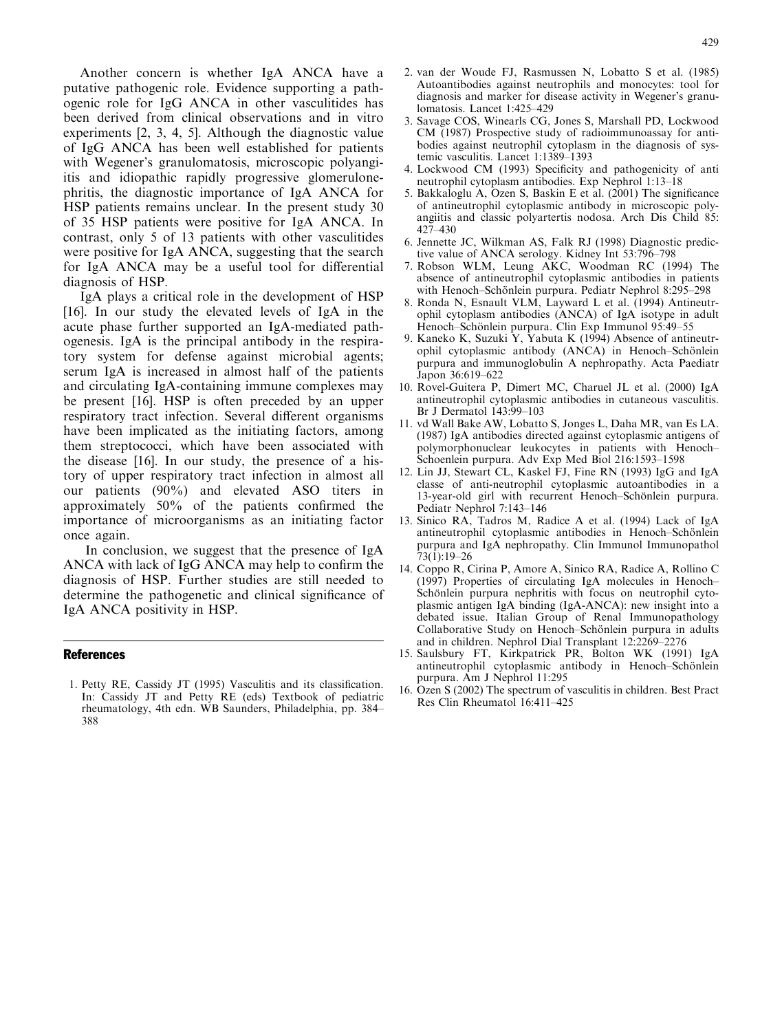Another concern is whether IgA ANCA have a putative pathogenic role. Evidence supporting a pathogenic role for IgG ANCA in other vasculitides has been derived from clinical observations and in vitro experiments [2, 3, 4, 5]. Although the diagnostic value of IgG ANCA has been well established for patients with Wegener's granulomatosis, microscopic polyangiitis and idiopathic rapidly progressive glomerulonephritis, the diagnostic importance of IgA ANCA for HSP patients remains unclear. In the present study 30 of 35 HSP patients were positive for IgA ANCA. In contrast, only 5 of 13 patients with other vasculitides were positive for IgA ANCA, suggesting that the search for IgA ANCA may be a useful tool for differential diagnosis of HSP.

IgA plays a critical role in the development of HSP [16]. In our study the elevated levels of IgA in the acute phase further supported an IgA-mediated pathogenesis. IgA is the principal antibody in the respiratory system for defense against microbial agents; serum IgA is increased in almost half of the patients and circulating IgA-containing immune complexes may be present [16]. HSP is often preceded by an upper respiratory tract infection. Several different organisms have been implicated as the initiating factors, among them streptococci, which have been associated with the disease [16]. In our study, the presence of a history of upper respiratory tract infection in almost all our patients (90%) and elevated ASO titers in approximately 50% of the patients confirmed the importance of microorganisms as an initiating factor once again.

In conclusion, we suggest that the presence of IgA ANCA with lack of IgG ANCA may help to confirm the diagnosis of HSP. Further studies are still needed to determine the pathogenetic and clinical significance of IgA ANCA positivity in HSP.

## References

1. Petty RE, Cassidy JT (1995) Vasculitis and its classification. In: Cassidy JT and Petty RE (eds) Textbook of pediatric rheumatology, 4th edn. WB Saunders, Philadelphia, pp. 384–388
2. van der Woude FJ, Rasmussen N, Lobatto S et al. (1985) Autoantibodies against neutrophils and monocytes: tool for diagnosis and marker for disease activity in Wegener's granulomatosis. Lancet 1:425–429
3. Savage COS, Winearls CG, Jones S, Marshall PD, Lockwood CM (1987) Prospective study of radioimmunoassay for antibodies against neutrophil cytoplasm in the diagnosis of systemic vasculitis. Lancet 1:1389–1393
4. Lockwood CM (1993) Specificity and pathogenicity of anti neutrophil cytoplasm antibodies. Exp Nephrol 1:13–18
5. Bakkaloglu A, Ozen S, Baskin E et al. (2001) The significance of antineutrophil cytoplasmic antibody in microscopic polyangiitis and classic polyartertis nodosa. Arch Dis Child 85: 427–430
6. Jennette JC, Wilkman AS, Falk RJ (1998) Diagnostic predictive value of ANCA serology. Kidney Int 53:796–798
7. Robson WLM, Leung AKC, Woodman RC (1994) The absence of antineutrophil cytoplasmic antibodies in patients with Henoch–Schönlein purpura. Pediatr Nephrol 8:295–298
8. Ronda N, Esnault VLM, Layward L et al. (1994) Antineutrophil cytoplasm antibodies (ANCA) of IgA isotype in adult Henoch–Schönlein purpura. Clin Exp Immunol 95:49–55
9. Kaneko K, Suzuki Y, Yabuta K (1994) Absence of antineutrophil cytoplasmic antibody (ANCA) in Henoch–Schönlein purpura and immunoglobulin A nephropathy. Acta Paediatr Japon 36:619–622
10. Rovel-Guitera P, Dimert MC, Charuel JL et al. (2000) IgA antineutrophil cytoplasmic antibodies in cutaneous vasculitis. Br J Dermatol 143:99–103
11. vd Wall Bake AW, Lobatto S, Jonges L, Daha MR, van Es LA. (1987) IgA antibodies directed against cytoplasmic antigens of polymorphonuclear leukocytes in patients with Henoch–Schoenlein purpura. Adv Exp Med Biol 216:1593–1598
12. Lin JJ, Stewart CL, Kaskel FJ, Fine RN (1993) IgG and IgA classe of anti-neutrophil cytoplasmic autoantibodies in a 13-year-old girl with recurrent Henoch–Schönlein purpura. Pediatr Nephrol 7:143–146
13. Sinico RA, Tadros M, Radice A et al. (1994) Lack of IgA antineutrophil cytoplasmic antibodies in Henoch–Schönlein purpura and IgA nephropathy. Clin Immunol Immunopathol 73(1):19–26
14. Coppo R, Cirina P, Amore A, Sinico RA, Radice A, Rollino C (1997) Properties of circulating IgA molecules in Henoch–Schönlein purpura nephritis with focus on neutrophil cytoplasmic antigen IgA binding (IgA-ANCA): new insight into a debated issue. Italian Group of Renal Immunopathology Collaborative Study on Henoch–Schönlein purpura in adults and in children. Nephrol Dial Transplant 12:2269–2276
15. Saulsbury FT, Kirkpatrick PR, Bolton WK (1991) IgA antineutrophil cytoplasmic antibody in Henoch–Schönlein purpura. Am J Nephrol 11:295
16. Ozen S (2002) The spectrum of vasculitis in children. Best Pract Res Clin Rheumatol 16:411–425